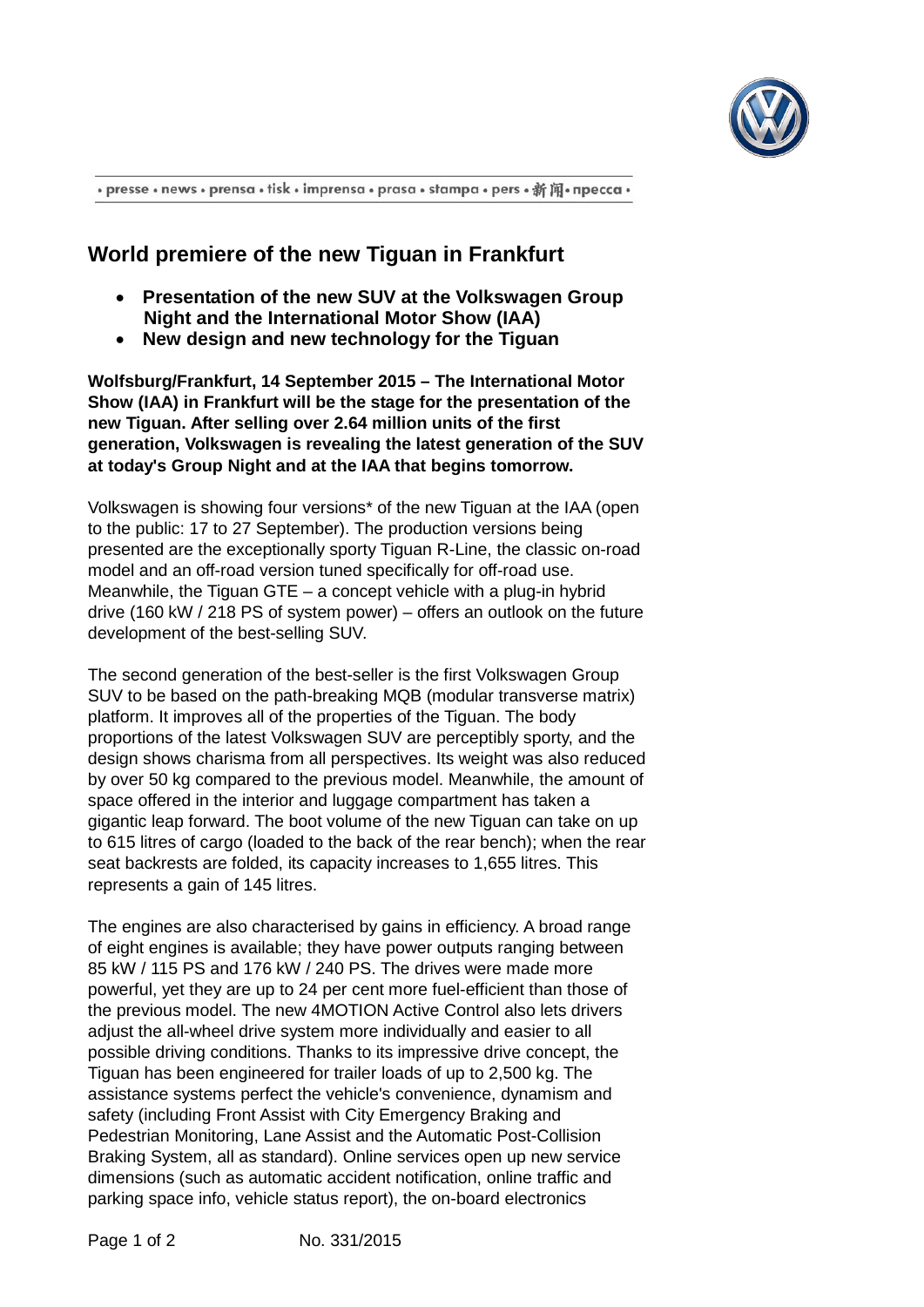· presse · news · prensa · tisk · imprensa · prasa · stampa · pers · 新闻 · пресса ·

# World premiere of the new Tiguan in Frankfurt

- **Presentation of the new SUV at the Volkswagen Group Night and the International Motor Show (IAA)**
- **New design and new technology for the Tiguan**

**Wolfsburg/Frankfurt, 14 September 2015 – The International Motor Show (IAA) in Frankfurt will be the stage for the presentation of the new Tiguan. After selling over 2.64 million units of the first generation, Volkswagen is revealing the latest generation of the SUV at today's Group Night and at the IAA that begins tomorrow.**

Volkswagen is showing four versions* of the new Tiguan at the IAA (open to the public: 17 to 27 September). The production versions being presented are the exceptionally sporty Tiguan R-Line, the classic on-road model and an off-road version tuned specifically for off-road use. Meanwhile, the Tiguan GTE – a concept vehicle with a plug-in hybrid drive (160 kW / 218 PS of system power) – offers an outlook on the future development of the best-selling SUV.

The second generation of the best-seller is the first Volkswagen Group SUV to be based on the path-breaking MQB (modular transverse matrix) platform. It improves all of the properties of the Tiguan. The body proportions of the latest Volkswagen SUV are perceptibly sporty, and the design shows charisma from all perspectives. Its weight was also reduced by over 50 kg compared to the previous model. Meanwhile, the amount of space offered in the interior and luggage compartment has taken a gigantic leap forward. The boot volume of the new Tiguan can take on up to 615 litres of cargo (loaded to the back of the rear bench); when the rear seat backrests are folded, its capacity increases to 1,655 litres. This represents a gain of 145 litres.

The engines are also characterised by gains in efficiency. A broad range of eight engines is available; they have power outputs ranging between 85 kW / 115 PS and 176 kW / 240 PS. The drives were made more powerful, yet they are up to 24 per cent more fuel-efficient than those of the previous model. The new 4MOTION Active Control also lets drivers adjust the all-wheel drive system more individually and easier to all possible driving conditions. Thanks to its impressive drive concept, the Tiguan has been engineered for trailer loads of up to 2,500 kg. The assistance systems perfect the vehicle's convenience, dynamism and safety (including Front Assist with City Emergency Braking and Pedestrian Monitoring, Lane Assist and the Automatic Post-Collision Braking System, all as standard). Online services open up new service dimensions (such as automatic accident notification, online traffic and parking space info, vehicle status report), the on-board electronics

No. 331/2015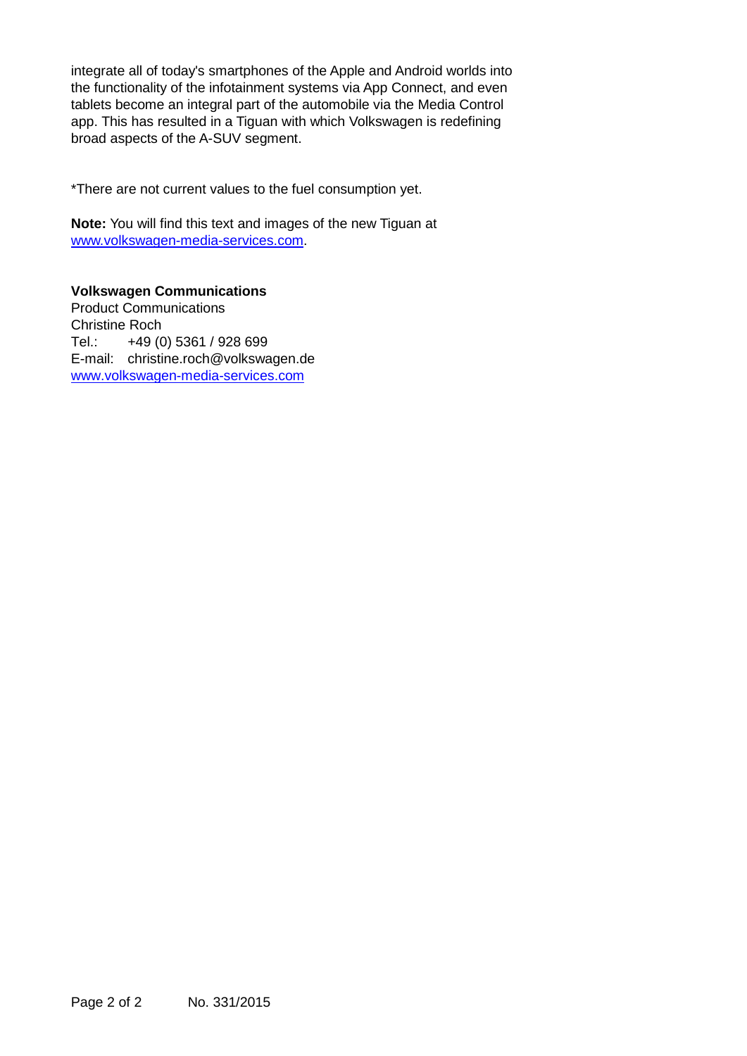integrate all of today's smartphones of the Apple and Android worlds into the functionality of the infotainment systems via App Connect, and even tablets become an integral part of the automobile via the Media Control app. This has resulted in a Tiguan with which Volkswagen is redefining broad aspects of the A-SUV segment.

*There are not current values to the fuel consumption yet.

**Note:** You will find this text and images of the new Tiguan at www.volkswagen-media-services.com.

**Volkswagen Communications**
Product Communications
Christine Roch
Tel.: +49 (0) 5361 / 928 699
E-mail: christine.roch@volkswagen.de
www.volkswagen-media-services.com